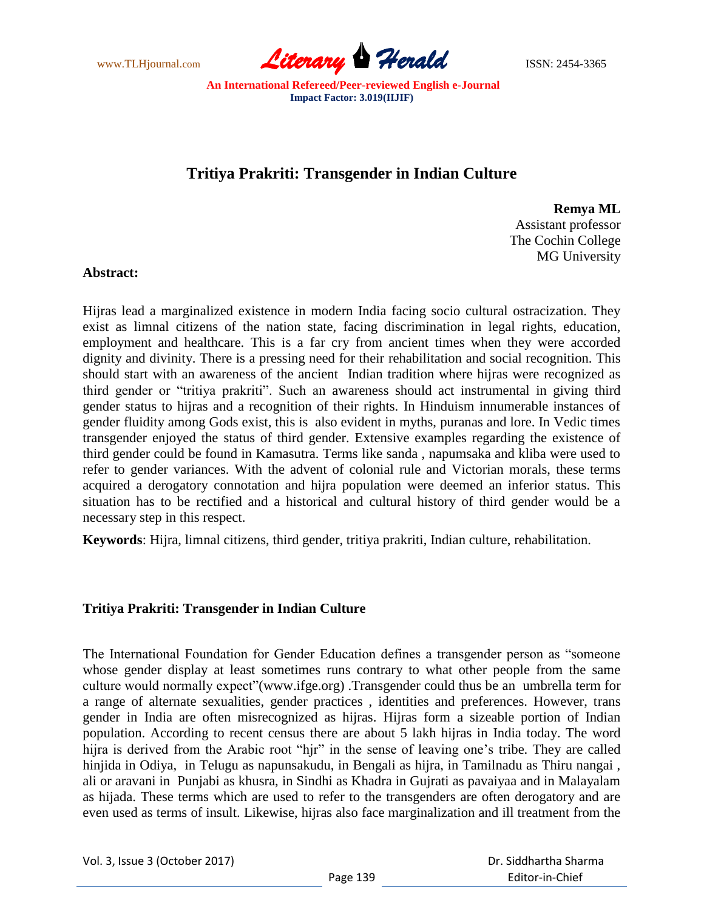# Tritiya Prakriti: Transgender in Indian Culture

**Remya ML**
Assistant professor
The Cochin College
MG University

**Abstract:**

Hijras lead a marginalized existence in modern India facing socio cultural ostracization. They exist as limnal citizens of the nation state, facing discrimination in legal rights, education, employment and healthcare. This is a far cry from ancient times when they were accorded dignity and divinity. There is a pressing need for their rehabilitation and social recognition. This should start with an awareness of the ancient Indian tradition where hijras were recognized as third gender or "tritiya prakriti". Such an awareness should act instrumental in giving third gender status to hijras and a recognition of their rights. In Hinduism innumerable instances of gender fluidity among Gods exist, this is also evident in myths, puranas and lore. In Vedic times transgender enjoyed the status of third gender. Extensive examples regarding the existence of third gender could be found in Kamasutra. Terms like sanda , napumsaka and kliba were used to refer to gender variances. With the advent of colonial rule and Victorian morals, these terms acquired a derogatory connotation and hijra population were deemed an inferior status. This situation has to be rectified and a historical and cultural history of third gender would be a necessary step in this respect.

**Keywords**: Hijra, limnal citizens, third gender, tritiya prakriti, Indian culture, rehabilitation.

## Tritiya Prakriti: Transgender in Indian Culture

The International Foundation for Gender Education defines a transgender person as "someone whose gender display at least sometimes runs contrary to what other people from the same culture would normally expect"(www.ifge.org) .Transgender could thus be an umbrella term for a range of alternate sexualities, gender practices , identities and preferences. However, trans gender in India are often misrecognized as hijras. Hijras form a sizeable portion of Indian population. According to recent census there are about 5 lakh hijras in India today. The word hijra is derived from the Arabic root "hjr" in the sense of leaving one's tribe. They are called hinjida in Odiya, in Telugu as napunsakudu, in Bengali as hijra, in Tamilnadu as Thiru nangai , ali or aravani in Punjabi as khusra, in Sindhi as Khadra in Gujrati as pavaiyaa and in Malayalam as hijada. These terms which are used to refer to the transgenders are often derogatory and are even used as terms of insult. Likewise, hijras also face marginalization and ill treatment from the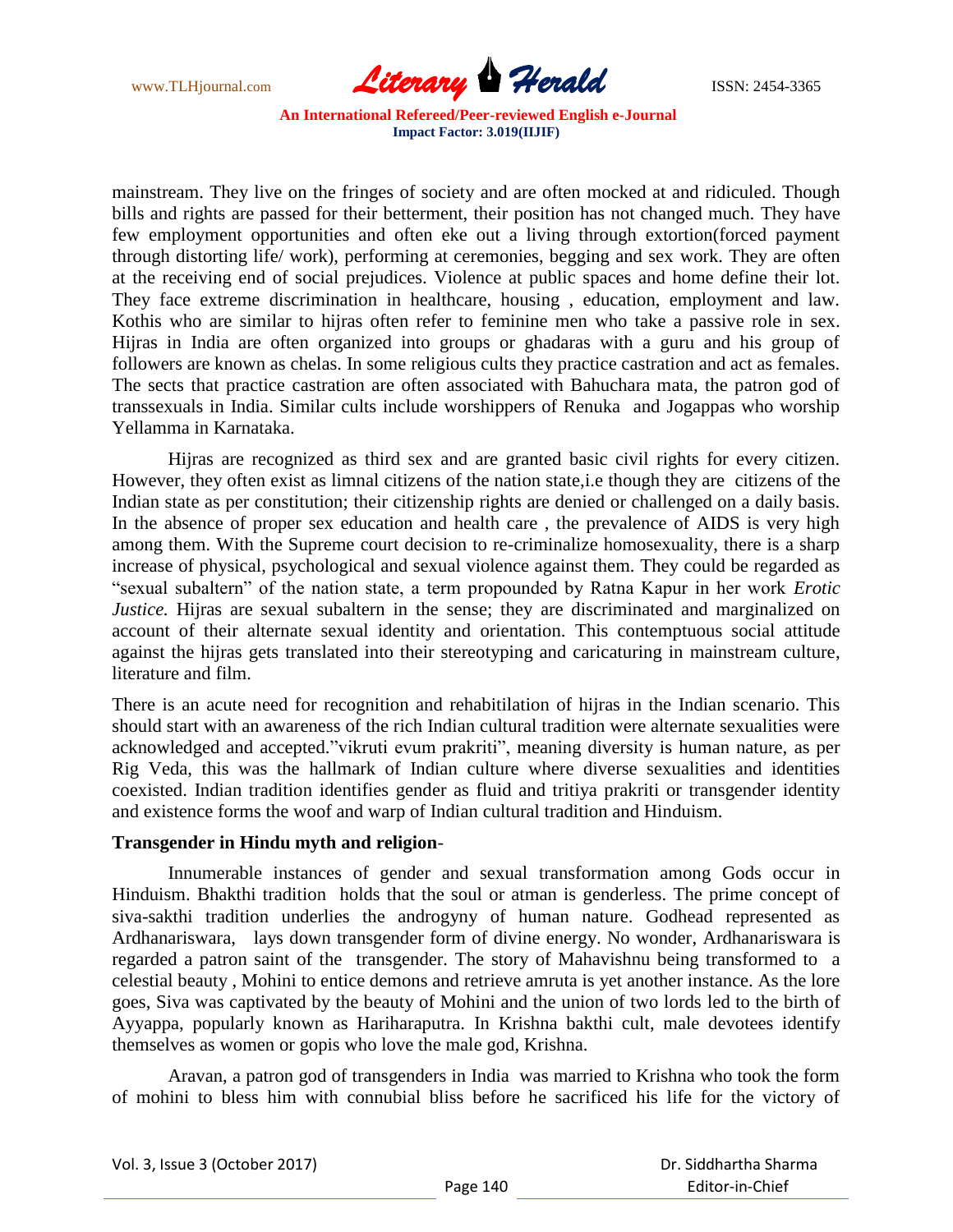mainstream. They live on the fringes of society and are often mocked at and ridiculed. Though bills and rights are passed for their betterment, their position has not changed much. They have few employment opportunities and often eke out a living through extortion(forced payment through distorting life/ work), performing at ceremonies, begging and sex work. They are often at the receiving end of social prejudices. Violence at public spaces and home define their lot. They face extreme discrimination in healthcare, housing , education, employment and law. Kothis who are similar to hijras often refer to feminine men who take a passive role in sex. Hijras in India are often organized into groups or ghadaras with a guru and his group of followers are known as chelas. In some religious cults they practice castration and act as females. The sects that practice castration are often associated with Bahuchara mata, the patron god of transsexuals in India. Similar cults include worshippers of Renuka and Jogappas who worship Yellamma in Karnataka.

Hijras are recognized as third sex and are granted basic civil rights for every citizen. However, they often exist as limnal citizens of the nation state,i.e though they are citizens of the Indian state as per constitution; their citizenship rights are denied or challenged on a daily basis. In the absence of proper sex education and health care , the prevalence of AIDS is very high among them. With the Supreme court decision to re-criminalize homosexuality, there is a sharp increase of physical, psychological and sexual violence against them. They could be regarded as "sexual subaltern" of the nation state, a term propounded by Ratna Kapur in her work *Erotic Justice.* Hijras are sexual subaltern in the sense; they are discriminated and marginalized on account of their alternate sexual identity and orientation. This contemptuous social attitude against the hijras gets translated into their stereotyping and caricaturing in mainstream culture, literature and film.

There is an acute need for recognition and rehabitilation of hijras in the Indian scenario. This should start with an awareness of the rich Indian cultural tradition were alternate sexualities were acknowledged and accepted."vikruti evum prakriti", meaning diversity is human nature, as per Rig Veda, this was the hallmark of Indian culture where diverse sexualities and identities coexisted. Indian tradition identifies gender as fluid and tritiya prakriti or transgender identity and existence forms the woof and warp of Indian cultural tradition and Hinduism.

**Transgender in Hindu myth and religion**-

Innumerable instances of gender and sexual transformation among Gods occur in Hinduism. Bhakthi tradition holds that the soul or atman is genderless. The prime concept of siva-sakthi tradition underlies the androgyny of human nature. Godhead represented as Ardhanariswara, lays down transgender form of divine energy. No wonder, Ardhanariswara is regarded a patron saint of the transgender. The story of Mahavishnu being transformed to a celestial beauty , Mohini to entice demons and retrieve amruta is yet another instance. As the lore goes, Siva was captivated by the beauty of Mohini and the union of two lords led to the birth of Ayyappa, popularly known as Hariharaputra. In Krishna bakthi cult, male devotees identify themselves as women or gopis who love the male god, Krishna.

Aravan, a patron god of transgenders in India was married to Krishna who took the form of mohini to bless him with connubial bliss before he sacrificed his life for the victory of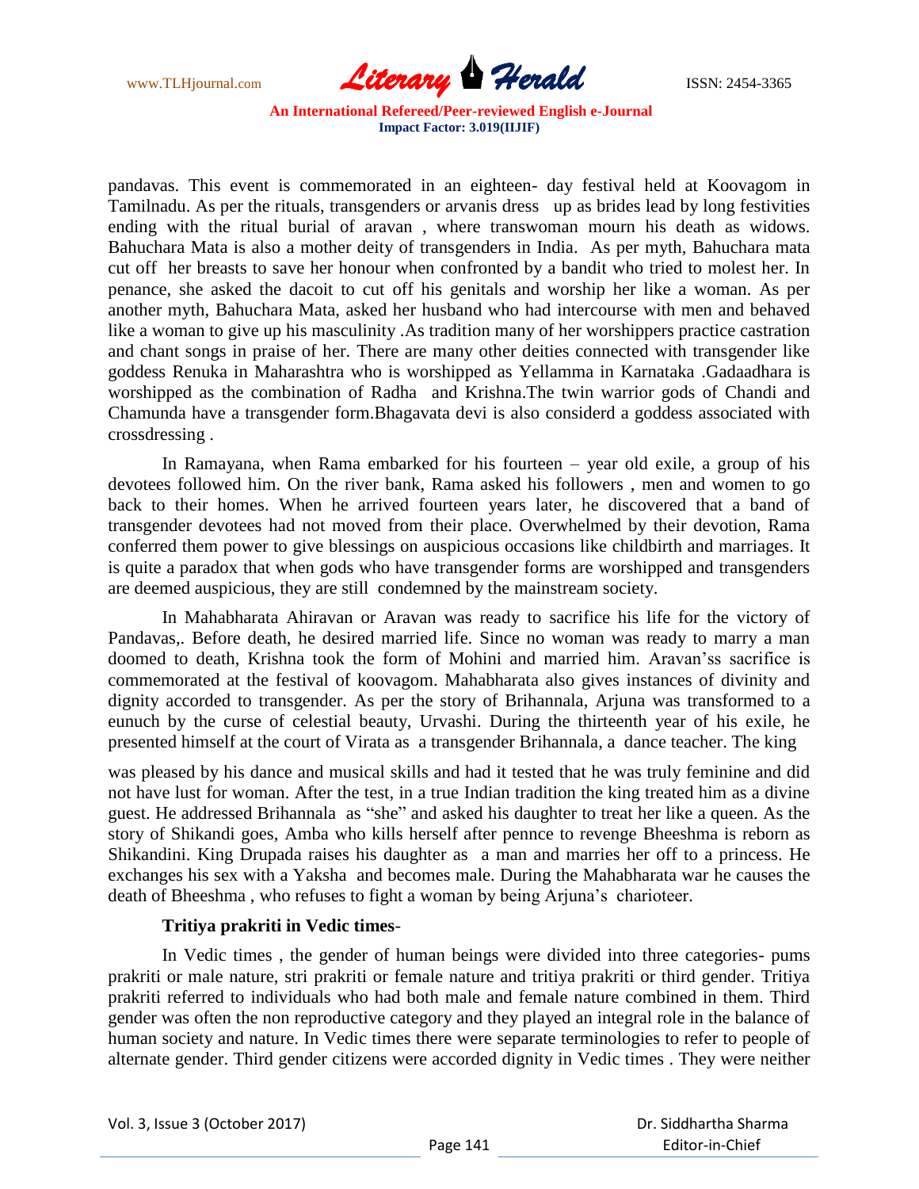pandavas. This event is commemorated in an eighteen- day festival held at Koovagom in Tamilnadu. As per the rituals, transgenders or arvanis dress up as brides lead by long festivities ending with the ritual burial of aravan , where transwoman mourn his death as widows. Bahuchara Mata is also a mother deity of transgenders in India. As per myth, Bahuchara mata cut off her breasts to save her honour when confronted by a bandit who tried to molest her. In penance, she asked the dacoit to cut off his genitals and worship her like a woman. As per another myth, Bahuchara Mata, asked her husband who had intercourse with men and behaved like a woman to give up his masculinity .As tradition many of her worshippers practice castration and chant songs in praise of her. There are many other deities connected with transgender like goddess Renuka in Maharashtra who is worshipped as Yellamma in Karnataka .Gadaadhara is worshipped as the combination of Radha and Krishna.The twin warrior gods of Chandi and Chamunda have a transgender form.Bhagavata devi is also considerd a goddess associated with crossdressing .

In Ramayana, when Rama embarked for his fourteen – year old exile, a group of his devotees followed him. On the river bank, Rama asked his followers , men and women to go back to their homes. When he arrived fourteen years later, he discovered that a band of transgender devotees had not moved from their place. Overwhelmed by their devotion, Rama conferred them power to give blessings on auspicious occasions like childbirth and marriages. It is quite a paradox that when gods who have transgender forms are worshipped and transgenders are deemed auspicious, they are still condemned by the mainstream society.

In Mahabharata Ahiravan or Aravan was ready to sacrifice his life for the victory of Pandavas,. Before death, he desired married life. Since no woman was ready to marry a man doomed to death, Krishna took the form of Mohini and married him. Aravan'ss sacrifice is commemorated at the festival of koovagom. Mahabharata also gives instances of divinity and dignity accorded to transgender. As per the story of Brihannala, Arjuna was transformed to a eunuch by the curse of celestial beauty, Urvashi. During the thirteenth year of his exile, he presented himself at the court of Virata as a transgender Brihannala, a dance teacher. The king was pleased by his dance and musical skills and had it tested that he was truly feminine and did not have lust for woman. After the test, in a true Indian tradition the king treated him as a divine guest. He addressed Brihannala as "she" and asked his daughter to treat her like a queen. As the story of Shikandi goes, Amba who kills herself after pennce to revenge Bheeshma is reborn as Shikandini. King Drupada raises his daughter as a man and marries her off to a princess. He exchanges his sex with a Yaksha and becomes male. During the Mahabharata war he causes the death of Bheeshma , who refuses to fight a woman by being Arjuna's charioteer.

**Tritiya prakriti in Vedic times**-

In Vedic times , the gender of human beings were divided into three categories- pums prakriti or male nature, stri prakriti or female nature and tritiya prakriti or third gender. Tritiya prakriti referred to individuals who had both male and female nature combined in them. Third gender was often the non reproductive category and they played an integral role in the balance of human society and nature. In Vedic times there were separate terminologies to refer to people of alternate gender. Third gender citizens were accorded dignity in Vedic times . They were neither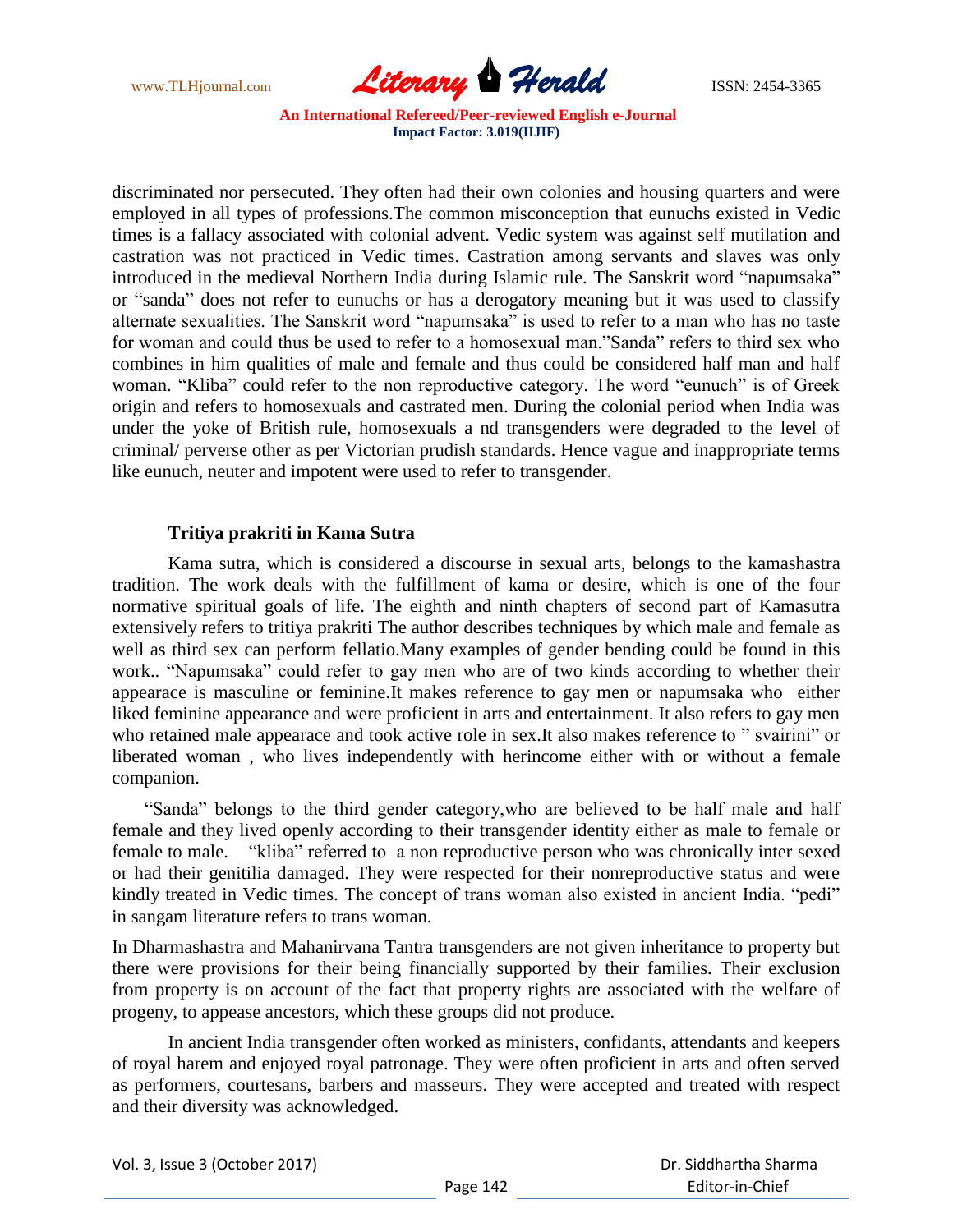discriminated nor persecuted. They often had their own colonies and housing quarters and were employed in all types of professions.The common misconception that eunuchs existed in Vedic times is a fallacy associated with colonial advent. Vedic system was against self mutilation and castration was not practiced in Vedic times. Castration among servants and slaves was only introduced in the medieval Northern India during Islamic rule. The Sanskrit word "napumsaka" or "sanda" does not refer to eunuchs or has a derogatory meaning but it was used to classify alternate sexualities. The Sanskrit word "napumsaka" is used to refer to a man who has no taste for woman and could thus be used to refer to a homosexual man."Sanda" refers to third sex who combines in him qualities of male and female and thus could be considered half man and half woman. "Kliba" could refer to the non reproductive category. The word "eunuch" is of Greek origin and refers to homosexuals and castrated men. During the colonial period when India was under the yoke of British rule, homosexuals a nd transgenders were degraded to the level of criminal/ perverse other as per Victorian prudish standards. Hence vague and inappropriate terms like eunuch, neuter and impotent were used to refer to transgender.

**Tritiya prakriti in Kama Sutra**

Kama sutra, which is considered a discourse in sexual arts, belongs to the kamashastra tradition. The work deals with the fulfillment of kama or desire, which is one of the four normative spiritual goals of life. The eighth and ninth chapters of second part of Kamasutra extensively refers to tritiya prakriti The author describes techniques by which male and female as well as third sex can perform fellatio.Many examples of gender bending could be found in this work.. "Napumsaka" could refer to gay men who are of two kinds according to whether their appearace is masculine or feminine.It makes reference to gay men or napumsaka who either liked feminine appearance and were proficient in arts and entertainment. It also refers to gay men who retained male appearace and took active role in sex.It also makes reference to " svairini" or liberated woman , who lives independently with herincome either with or without a female companion.

"Sanda" belongs to the third gender category,who are believed to be half male and half female and they lived openly according to their transgender identity either as male to female or female to male. "kliba" referred to a non reproductive person who was chronically inter sexed or had their genitilia damaged. They were respected for their nonreproductive status and were kindly treated in Vedic times. The concept of trans woman also existed in ancient India. "pedi" in sangam literature refers to trans woman.

In Dharmashastra and Mahanirvana Tantra transgenders are not given inheritance to property but there were provisions for their being financially supported by their families. Their exclusion from property is on account of the fact that property rights are associated with the welfare of progeny, to appease ancestors, which these groups did not produce.

In ancient India transgender often worked as ministers, confidants, attendants and keepers of royal harem and enjoyed royal patronage. They were often proficient in arts and often served as performers, courtesans, barbers and masseurs. They were accepted and treated with respect and their diversity was acknowledged.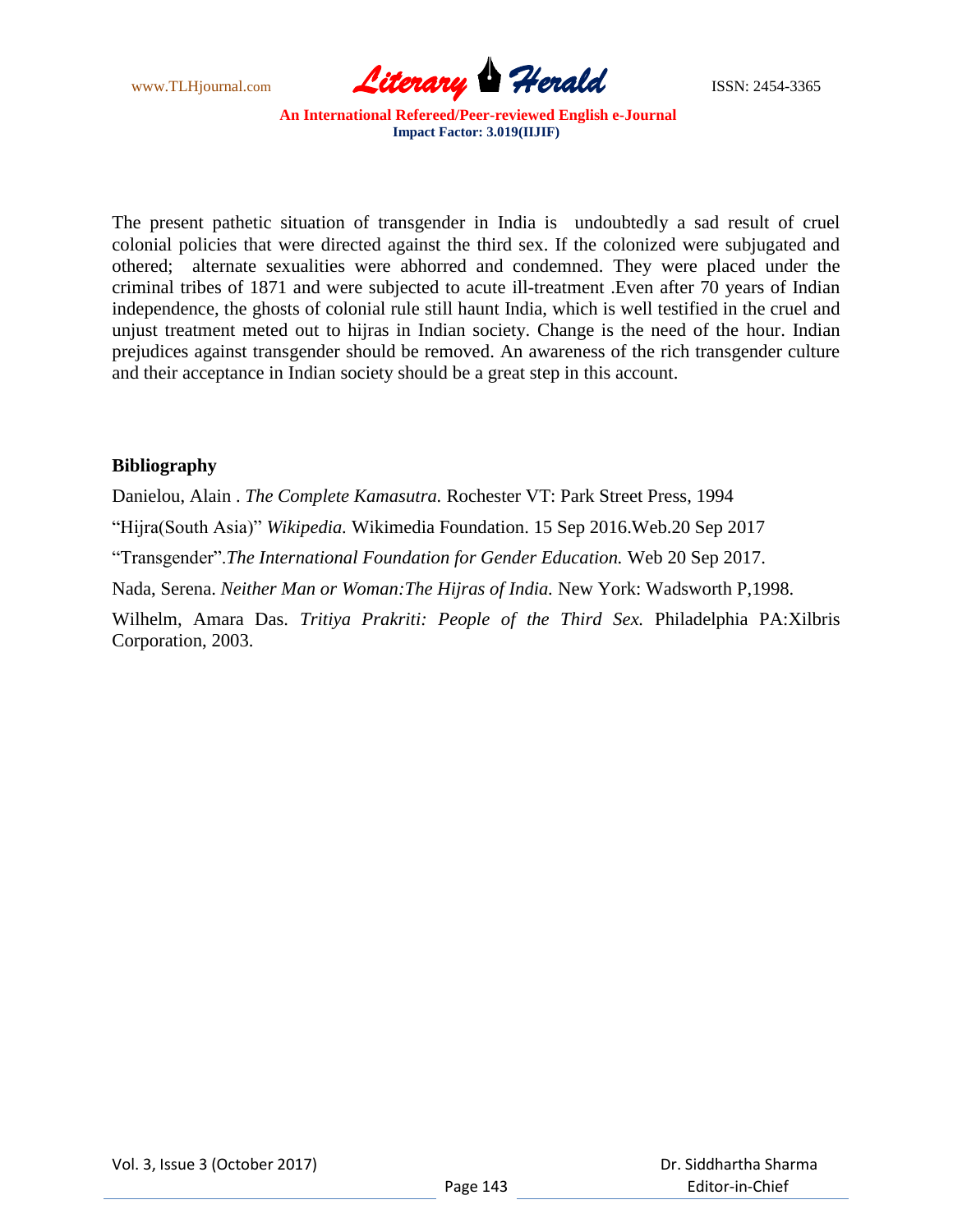The present pathetic situation of transgender in India is undoubtedly a sad result of cruel colonial policies that were directed against the third sex. If the colonized were subjugated and othered; alternate sexualities were abhorred and condemned. They were placed under the criminal tribes of 1871 and were subjected to acute ill-treatment .Even after 70 years of Indian independence, the ghosts of colonial rule still haunt India, which is well testified in the cruel and unjust treatment meted out to hijras in Indian society. Change is the need of the hour. Indian prejudices against transgender should be removed. An awareness of the rich transgender culture and their acceptance in Indian society should be a great step in this account.

## Bibliography

Danielou, Alain . *The Complete Kamasutra.* Rochester VT: Park Street Press, 1994

"Hijra(South Asia)" *Wikipedia.* Wikimedia Foundation. 15 Sep 2016.Web.20 Sep 2017

"Transgender".*The International Foundation for Gender Education.* Web 20 Sep 2017.

Nada, Serena. *Neither Man or Woman:The Hijras of India.* New York: Wadsworth P,1998.

Wilhelm, Amara Das. *Tritiya Prakriti: People of the Third Sex.* Philadelphia PA:Xilbris Corporation, 2003.